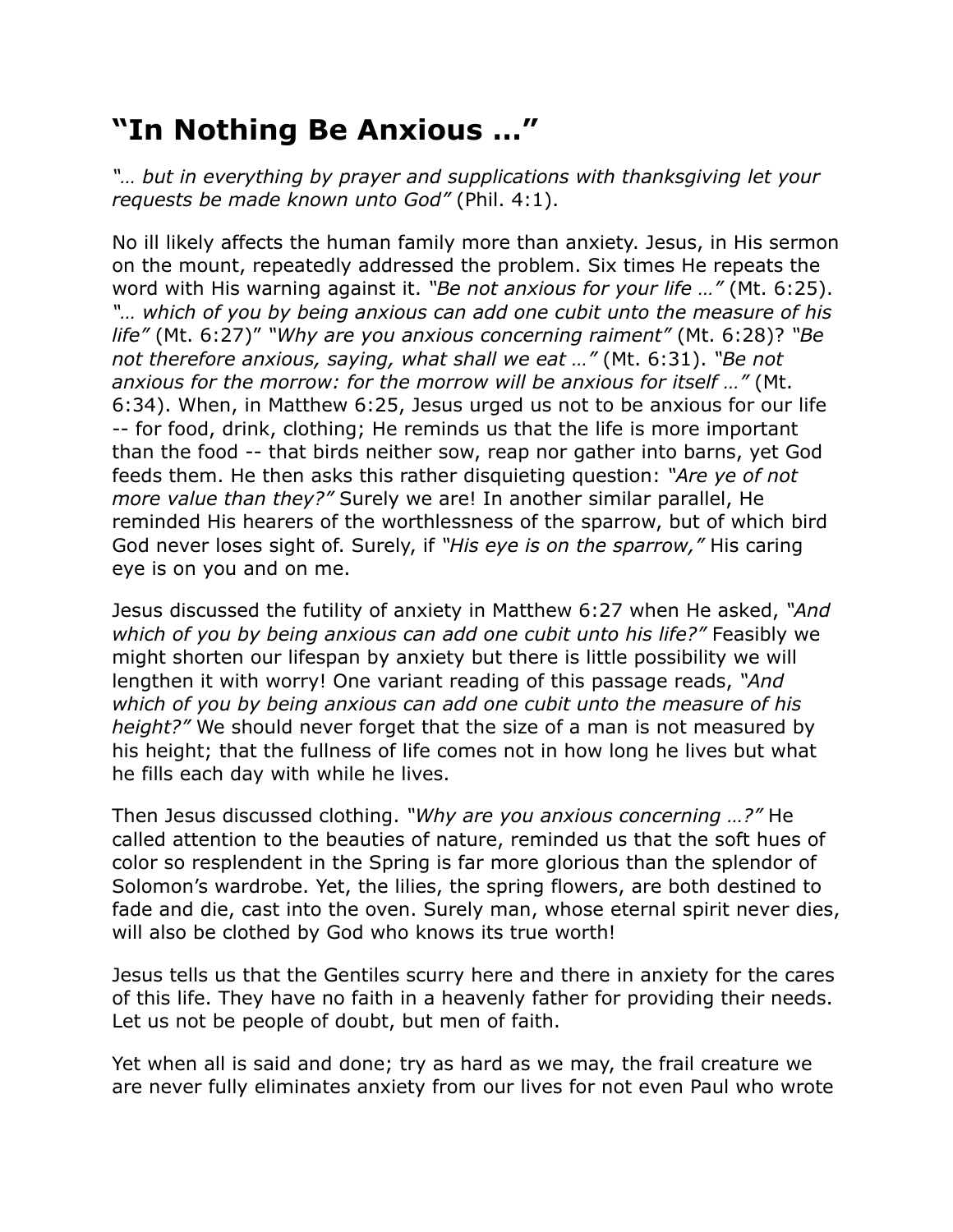# "In Nothing Be Anxious ..."

*"… but in everything by prayer and supplications with thanksgiving let your requests be made known unto God"* (Phil. 4:1).

No ill likely affects the human family more than anxiety. Jesus, in His sermon on the mount, repeatedly addressed the problem. Six times He repeats the word with His warning against it. *"Be not anxious for your life …"* (Mt. 6:25). *"… which of you by being anxious can add one cubit unto the measure of his life"* (Mt. 6:27)" *"Why are you anxious concerning raiment"* (Mt. 6:28)? *"Be not therefore anxious, saying, what shall we eat …"* (Mt. 6:31). *"Be not anxious for the morrow: for the morrow will be anxious for itself …"* (Mt. 6:34). When, in Matthew 6:25, Jesus urged us not to be anxious for our life -- for food, drink, clothing; He reminds us that the life is more important than the food -- that birds neither sow, reap nor gather into barns, yet God feeds them. He then asks this rather disquieting question: *"Are ye of not more value than they?"* Surely we are! In another similar parallel, He reminded His hearers of the worthlessness of the sparrow, but of which bird God never loses sight of. Surely, if *"His eye is on the sparrow,"* His caring eye is on you and on me.

Jesus discussed the futility of anxiety in Matthew 6:27 when He asked, *"And which of you by being anxious can add one cubit unto his life?"* Feasibly we might shorten our lifespan by anxiety but there is little possibility we will lengthen it with worry! One variant reading of this passage reads, *"And which of you by being anxious can add one cubit unto the measure of his height?"* We should never forget that the size of a man is not measured by his height; that the fullness of life comes not in how long he lives but what he fills each day with while he lives.

Then Jesus discussed clothing. *"Why are you anxious concerning …?"* He called attention to the beauties of nature, reminded us that the soft hues of color so resplendent in the Spring is far more glorious than the splendor of Solomon's wardrobe. Yet, the lilies, the spring flowers, are both destined to fade and die, cast into the oven. Surely man, whose eternal spirit never dies, will also be clothed by God who knows its true worth!

Jesus tells us that the Gentiles scurry here and there in anxiety for the cares of this life. They have no faith in a heavenly father for providing their needs. Let us not be people of doubt, but men of faith.

Yet when all is said and done; try as hard as we may, the frail creature we are never fully eliminates anxiety from our lives for not even Paul who wrote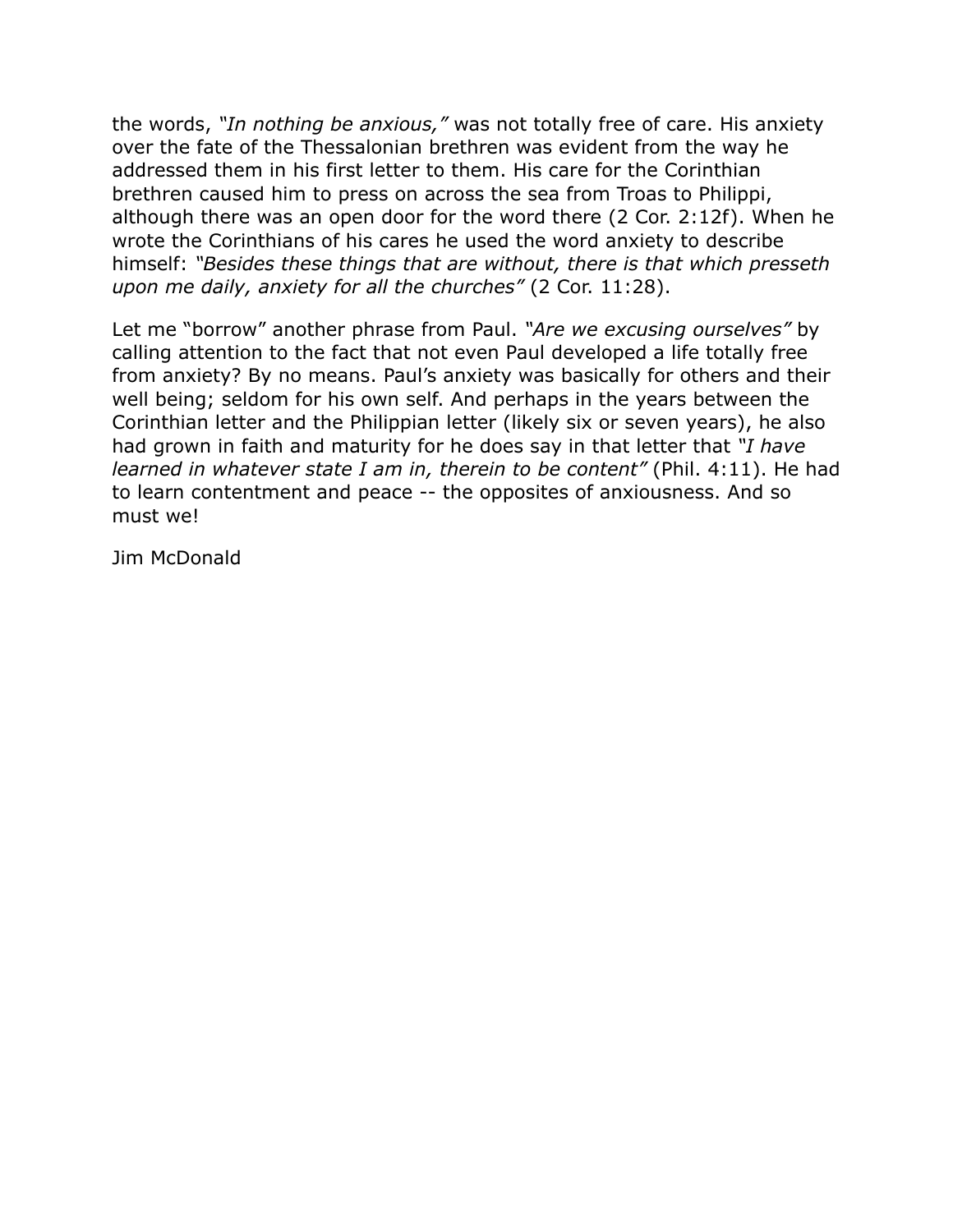the words, *"In nothing be anxious,"* was not totally free of care. His anxiety over the fate of the Thessalonian brethren was evident from the way he addressed them in his first letter to them. His care for the Corinthian brethren caused him to press on across the sea from Troas to Philippi, although there was an open door for the word there (2 Cor. 2:12f). When he wrote the Corinthians of his cares he used the word anxiety to describe himself: *"Besides these things that are without, there is that which presseth upon me daily, anxiety for all the churches"* (2 Cor. 11:28).

Let me "borrow" another phrase from Paul. *"Are we excusing ourselves"* by calling attention to the fact that not even Paul developed a life totally free from anxiety? By no means. Paul's anxiety was basically for others and their well being; seldom for his own self. And perhaps in the years between the Corinthian letter and the Philippian letter (likely six or seven years), he also had grown in faith and maturity for he does say in that letter that *"I have learned in whatever state I am in, therein to be content"* (Phil. 4:11). He had to learn contentment and peace -- the opposites of anxiousness. And so must we!

Jim McDonald